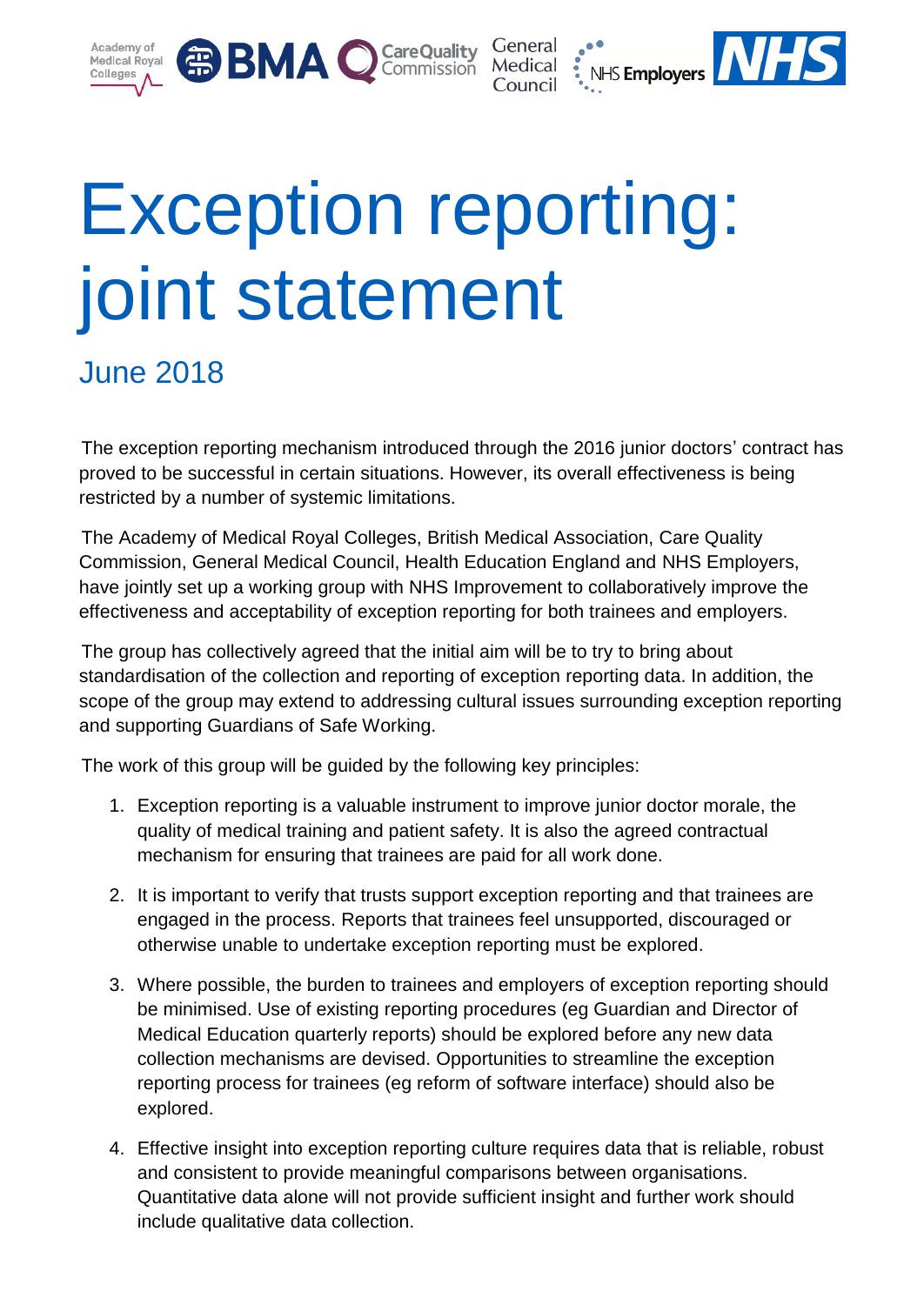# Exception reporting: joint statement

## June 2018

The exception reporting mechanism introduced through the 2016 junior doctors' contract has proved to be successful in certain situations. However, its overall effectiveness is being restricted by a number of systemic limitations.

The Academy of Medical Royal Colleges, British Medical Association, Care Quality Commission, General Medical Council, Health Education England and NHS Employers, have jointly set up a working group with NHS Improvement to collaboratively improve the effectiveness and acceptability of exception reporting for both trainees and employers.

The group has collectively agreed that the initial aim will be to try to bring about standardisation of the collection and reporting of exception reporting data. In addition, the scope of the group may extend to addressing cultural issues surrounding exception reporting and supporting Guardians of Safe Working.

The work of this group will be guided by the following key principles:

1. Exception reporting is a valuable instrument to improve junior doctor morale, the quality of medical training and patient safety. It is also the agreed contractual mechanism for ensuring that trainees are paid for all work done.
2. It is important to verify that trusts support exception reporting and that trainees are engaged in the process. Reports that trainees feel unsupported, discouraged or otherwise unable to undertake exception reporting must be explored.
3. Where possible, the burden to trainees and employers of exception reporting should be minimised. Use of existing reporting procedures (eg Guardian and Director of Medical Education quarterly reports) should be explored before any new data collection mechanisms are devised. Opportunities to streamline the exception reporting process for trainees (eg reform of software interface) should also be explored.
4. Effective insight into exception reporting culture requires data that is reliable, robust and consistent to provide meaningful comparisons between organisations. Quantitative data alone will not provide sufficient insight and further work should include qualitative data collection.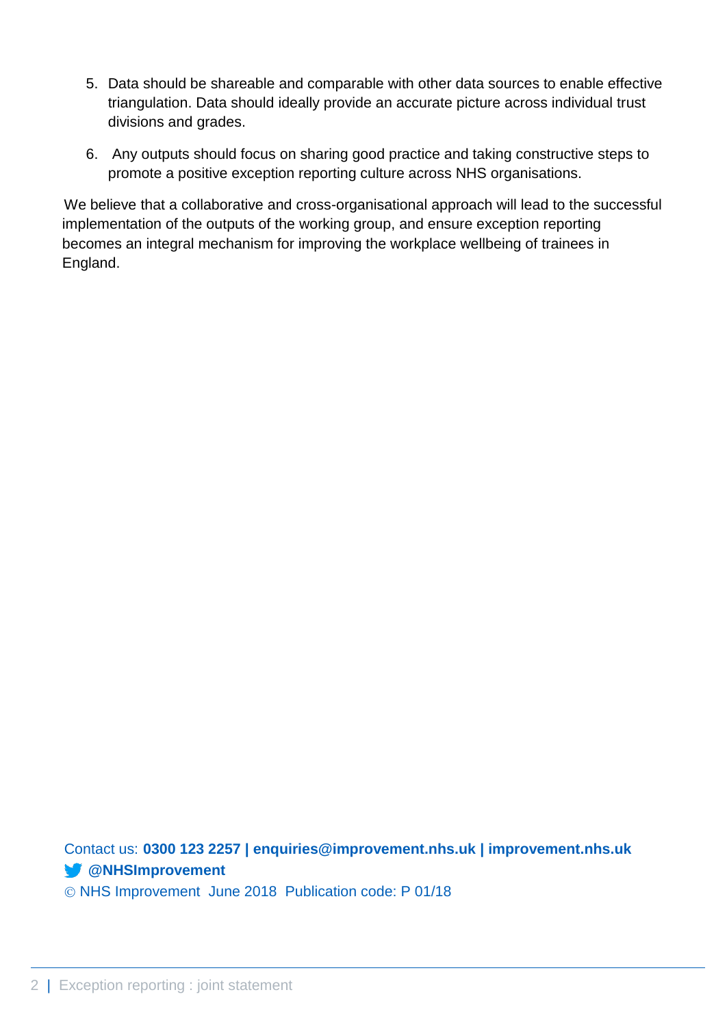5. Data should be shareable and comparable with other data sources to enable effective triangulation. Data should ideally provide an accurate picture across individual trust divisions and grades.

6. Any outputs should focus on sharing good practice and taking constructive steps to promote a positive exception reporting culture across NHS organisations.

We believe that a collaborative and cross-organisational approach will lead to the successful implementation of the outputs of the working group, and ensure exception reporting becomes an integral mechanism for improving the workplace wellbeing of trainees in England.

Contact us: **0300 123 2257 | enquiries@improvement.nhs.uk | improvement.nhs.uk**

**@NHSImprovement**

© NHS Improvement June 2018 Publication code: P 01/18